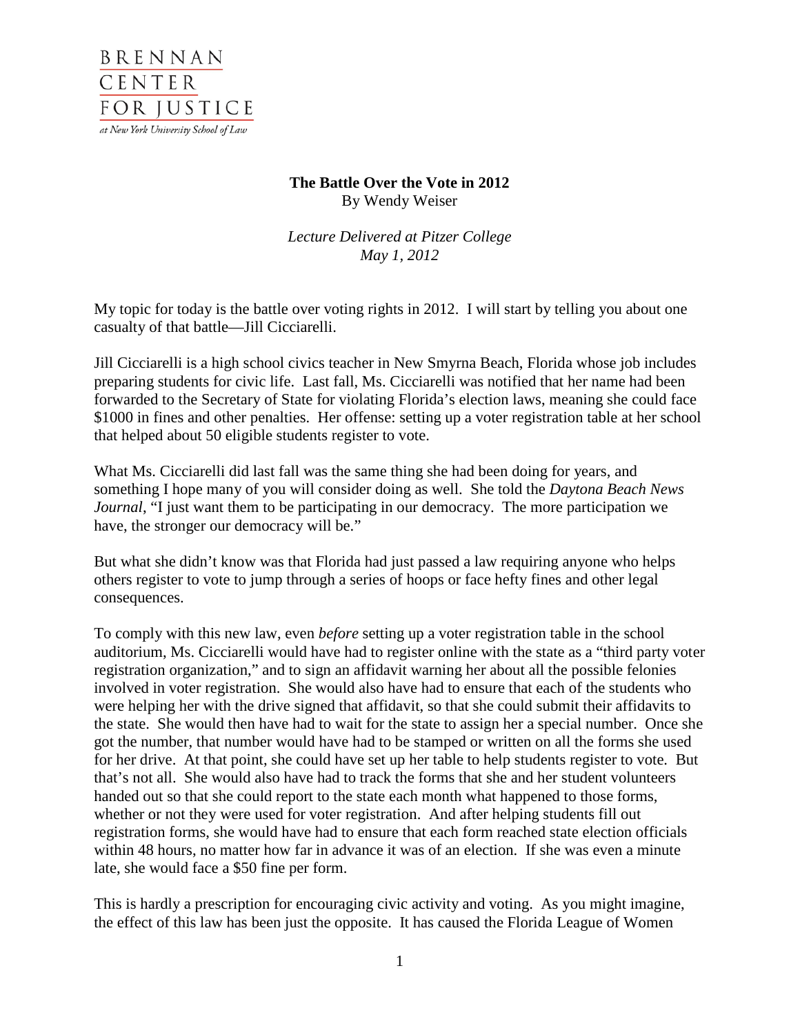BRENNAN CENTER FOR JUSTICE

*at New York University School of Law*

**The Battle Over the Vote in 2012**
By Wendy Weiser

*Lecture Delivered at Pitzer College*
*May 1, 2012*

My topic for today is the battle over voting rights in 2012. I will start by telling you about one casualty of that battle—Jill Cicciarelli.

Jill Cicciarelli is a high school civics teacher in New Smyrna Beach, Florida whose job includes preparing students for civic life. Last fall, Ms. Cicciarelli was notified that her name had been forwarded to the Secretary of State for violating Florida's election laws, meaning she could face $1000 in fines and other penalties. Her offense: setting up a voter registration table at her school that helped about 50 eligible students register to vote.

What Ms. Cicciarelli did last fall was the same thing she had been doing for years, and something I hope many of you will consider doing as well. She told the *Daytona Beach News Journal*, "I just want them to be participating in our democracy. The more participation we have, the stronger our democracy will be."

But what she didn't know was that Florida had just passed a law requiring anyone who helps others register to vote to jump through a series of hoops or face hefty fines and other legal consequences.

To comply with this new law, even *before* setting up a voter registration table in the school auditorium, Ms. Cicciarelli would have had to register online with the state as a "third party voter registration organization," and to sign an affidavit warning her about all the possible felonies involved in voter registration. She would also have had to ensure that each of the students who were helping her with the drive signed that affidavit, so that she could submit their affidavits to the state. She would then have had to wait for the state to assign her a special number. Once she got the number, that number would have had to be stamped or written on all the forms she used for her drive. At that point, she could have set up her table to help students register to vote. But that's not all. She would also have had to track the forms that she and her student volunteers handed out so that she could report to the state each month what happened to those forms, whether or not they were used for voter registration. And after helping students fill out registration forms, she would have had to ensure that each form reached state election officials within 48 hours, no matter how far in advance it was of an election. If she was even a minute late, she would face a $50 fine per form.

This is hardly a prescription for encouraging civic activity and voting. As you might imagine, the effect of this law has been just the opposite. It has caused the Florida League of Women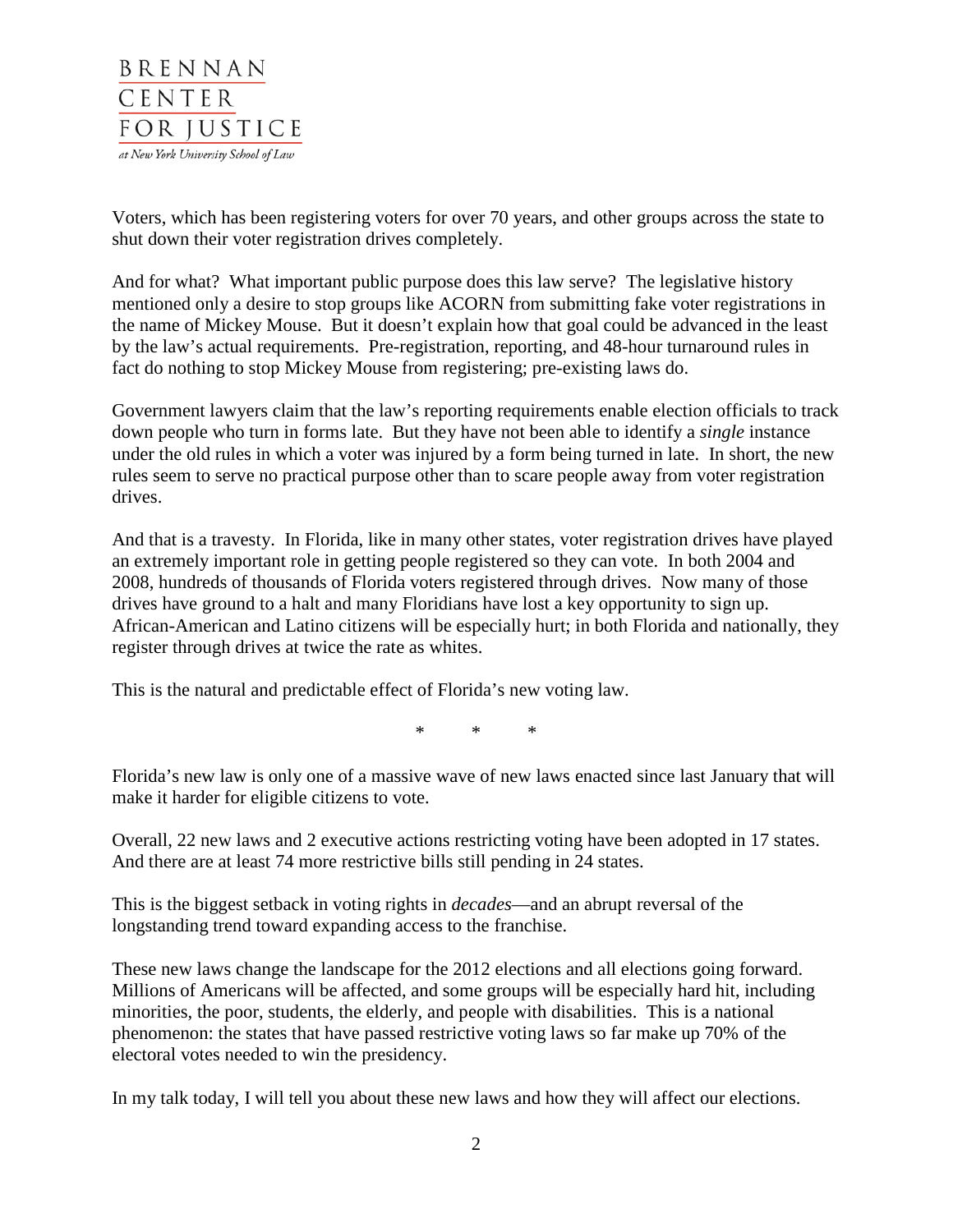Voters, which has been registering voters for over 70 years, and other groups across the state to shut down their voter registration drives completely.

And for what? What important public purpose does this law serve? The legislative history mentioned only a desire to stop groups like ACORN from submitting fake voter registrations in the name of Mickey Mouse. But it doesn't explain how that goal could be advanced in the least by the law's actual requirements. Pre-registration, reporting, and 48-hour turnaround rules in fact do nothing to stop Mickey Mouse from registering; pre-existing laws do.

Government lawyers claim that the law's reporting requirements enable election officials to track down people who turn in forms late. But they have not been able to identify a *single* instance under the old rules in which a voter was injured by a form being turned in late. In short, the new rules seem to serve no practical purpose other than to scare people away from voter registration drives.

And that is a travesty. In Florida, like in many other states, voter registration drives have played an extremely important role in getting people registered so they can vote. In both 2004 and 2008, hundreds of thousands of Florida voters registered through drives. Now many of those drives have ground to a halt and many Floridians have lost a key opportunity to sign up. African-American and Latino citizens will be especially hurt; in both Florida and nationally, they register through drives at twice the rate as whites.

This is the natural and predictable effect of Florida's new voting law.

\* \* \*

Florida's new law is only one of a massive wave of new laws enacted since last January that will make it harder for eligible citizens to vote.

Overall, 22 new laws and 2 executive actions restricting voting have been adopted in 17 states. And there are at least 74 more restrictive bills still pending in 24 states.

This is the biggest setback in voting rights in *decades*—and an abrupt reversal of the longstanding trend toward expanding access to the franchise.

These new laws change the landscape for the 2012 elections and all elections going forward. Millions of Americans will be affected, and some groups will be especially hard hit, including minorities, the poor, students, the elderly, and people with disabilities. This is a national phenomenon: the states that have passed restrictive voting laws so far make up 70% of the electoral votes needed to win the presidency.

In my talk today, I will tell you about these new laws and how they will affect our elections.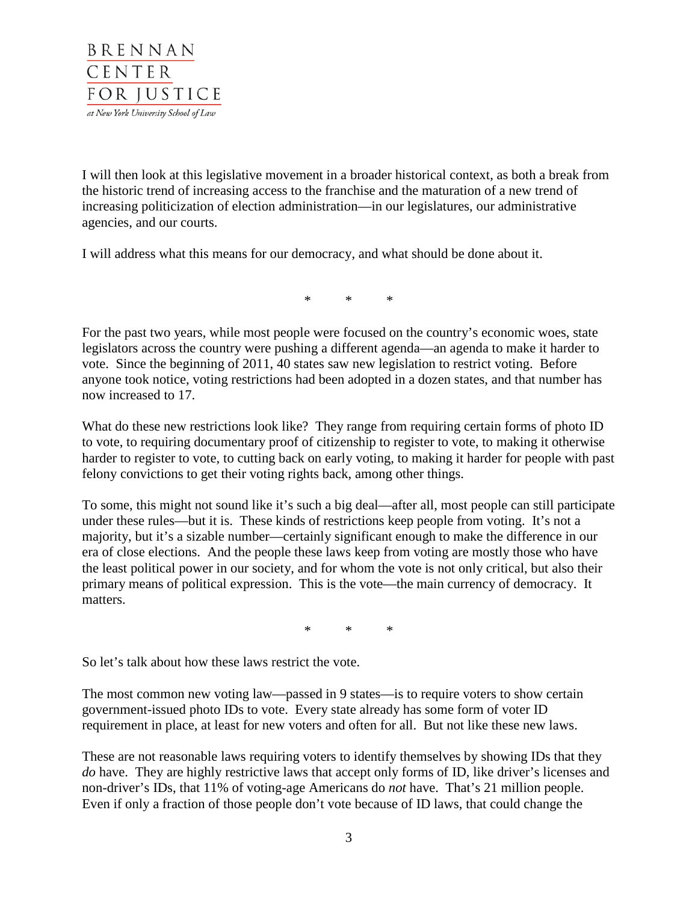I will then look at this legislative movement in a broader historical context, as both a break from the historic trend of increasing access to the franchise and the maturation of a new trend of increasing politicization of election administration—in our legislatures, our administrative agencies, and our courts.

I will address what this means for our democracy, and what should be done about it.

\* \* \*

For the past two years, while most people were focused on the country's economic woes, state legislators across the country were pushing a different agenda—an agenda to make it harder to vote. Since the beginning of 2011, 40 states saw new legislation to restrict voting. Before anyone took notice, voting restrictions had been adopted in a dozen states, and that number has now increased to 17.

What do these new restrictions look like? They range from requiring certain forms of photo ID to vote, to requiring documentary proof of citizenship to register to vote, to making it otherwise harder to register to vote, to cutting back on early voting, to making it harder for people with past felony convictions to get their voting rights back, among other things.

To some, this might not sound like it's such a big deal—after all, most people can still participate under these rules—but it is. These kinds of restrictions keep people from voting. It's not a majority, but it's a sizable number—certainly significant enough to make the difference in our era of close elections. And the people these laws keep from voting are mostly those who have the least political power in our society, and for whom the vote is not only critical, but also their primary means of political expression. This is the vote—the main currency of democracy. It matters.

\* \* \*

So let's talk about how these laws restrict the vote.

The most common new voting law—passed in 9 states—is to require voters to show certain government-issued photo IDs to vote. Every state already has some form of voter ID requirement in place, at least for new voters and often for all. But not like these new laws.

These are not reasonable laws requiring voters to identify themselves by showing IDs that they *do* have. They are highly restrictive laws that accept only forms of ID, like driver's licenses and non-driver's IDs, that 11% of voting-age Americans do *not* have. That's 21 million people. Even if only a fraction of those people don't vote because of ID laws, that could change the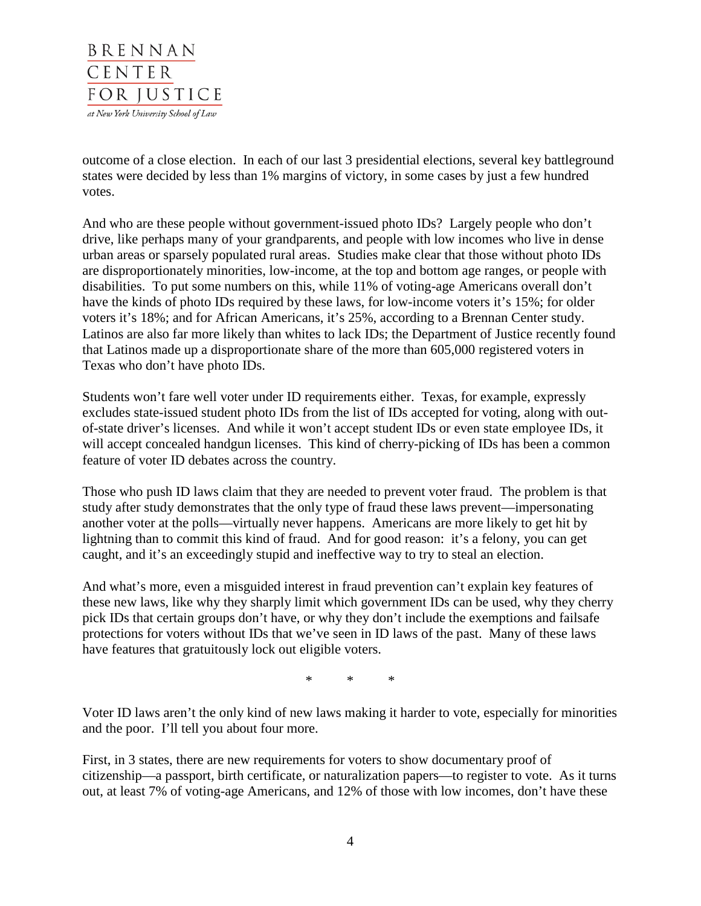outcome of a close election. In each of our last 3 presidential elections, several key battleground states were decided by less than 1% margins of victory, in some cases by just a few hundred votes.

And who are these people without government-issued photo IDs? Largely people who don't drive, like perhaps many of your grandparents, and people with low incomes who live in dense urban areas or sparsely populated rural areas. Studies make clear that those without photo IDs are disproportionately minorities, low-income, at the top and bottom age ranges, or people with disabilities. To put some numbers on this, while 11% of voting-age Americans overall don't have the kinds of photo IDs required by these laws, for low-income voters it's 15%; for older voters it's 18%; and for African Americans, it's 25%, according to a Brennan Center study. Latinos are also far more likely than whites to lack IDs; the Department of Justice recently found that Latinos made up a disproportionate share of the more than 605,000 registered voters in Texas who don't have photo IDs.

Students won't fare well voter under ID requirements either. Texas, for example, expressly excludes state-issued student photo IDs from the list of IDs accepted for voting, along with out-of-state driver's licenses. And while it won't accept student IDs or even state employee IDs, it will accept concealed handgun licenses. This kind of cherry-picking of IDs has been a common feature of voter ID debates across the country.

Those who push ID laws claim that they are needed to prevent voter fraud. The problem is that study after study demonstrates that the only type of fraud these laws prevent—impersonating another voter at the polls—virtually never happens. Americans are more likely to get hit by lightning than to commit this kind of fraud. And for good reason: it's a felony, you can get caught, and it's an exceedingly stupid and ineffective way to try to steal an election.

And what's more, even a misguided interest in fraud prevention can't explain key features of these new laws, like why they sharply limit which government IDs can be used, why they cherry pick IDs that certain groups don't have, or why they don't include the exemptions and failsafe protections for voters without IDs that we've seen in ID laws of the past. Many of these laws have features that gratuitously lock out eligible voters.

\* \* \*

Voter ID laws aren't the only kind of new laws making it harder to vote, especially for minorities and the poor. I'll tell you about four more.

First, in 3 states, there are new requirements for voters to show documentary proof of citizenship—a passport, birth certificate, or naturalization papers—to register to vote. As it turns out, at least 7% of voting-age Americans, and 12% of those with low incomes, don't have these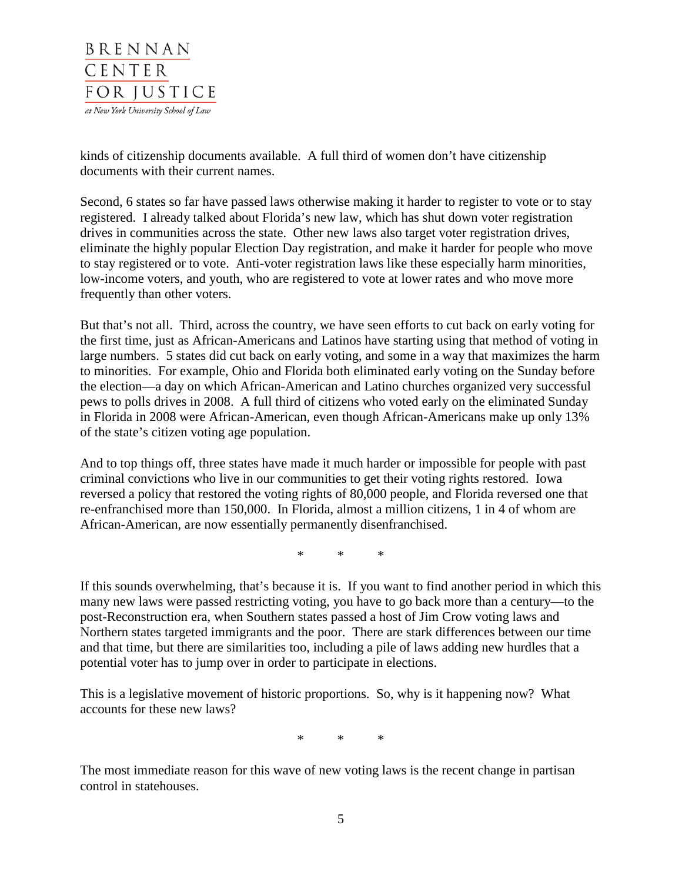kinds of citizenship documents available. A full third of women don't have citizenship documents with their current names.

Second, 6 states so far have passed laws otherwise making it harder to register to vote or to stay registered. I already talked about Florida's new law, which has shut down voter registration drives in communities across the state. Other new laws also target voter registration drives, eliminate the highly popular Election Day registration, and make it harder for people who move to stay registered or to vote. Anti-voter registration laws like these especially harm minorities, low-income voters, and youth, who are registered to vote at lower rates and who move more frequently than other voters.

But that's not all. Third, across the country, we have seen efforts to cut back on early voting for the first time, just as African-Americans and Latinos have starting using that method of voting in large numbers. 5 states did cut back on early voting, and some in a way that maximizes the harm to minorities. For example, Ohio and Florida both eliminated early voting on the Sunday before the election—a day on which African-American and Latino churches organized very successful pews to polls drives in 2008. A full third of citizens who voted early on the eliminated Sunday in Florida in 2008 were African-American, even though African-Americans make up only 13% of the state's citizen voting age population.

And to top things off, three states have made it much harder or impossible for people with past criminal convictions who live in our communities to get their voting rights restored. Iowa reversed a policy that restored the voting rights of 80,000 people, and Florida reversed one that re-enfranchised more than 150,000. In Florida, almost a million citizens, 1 in 4 of whom are African-American, are now essentially permanently disenfranchised.

\* \* \*

If this sounds overwhelming, that's because it is. If you want to find another period in which this many new laws were passed restricting voting, you have to go back more than a century—to the post-Reconstruction era, when Southern states passed a host of Jim Crow voting laws and Northern states targeted immigrants and the poor. There are stark differences between our time and that time, but there are similarities too, including a pile of laws adding new hurdles that a potential voter has to jump over in order to participate in elections.

This is a legislative movement of historic proportions. So, why is it happening now? What accounts for these new laws?

\* \* \*

The most immediate reason for this wave of new voting laws is the recent change in partisan control in statehouses.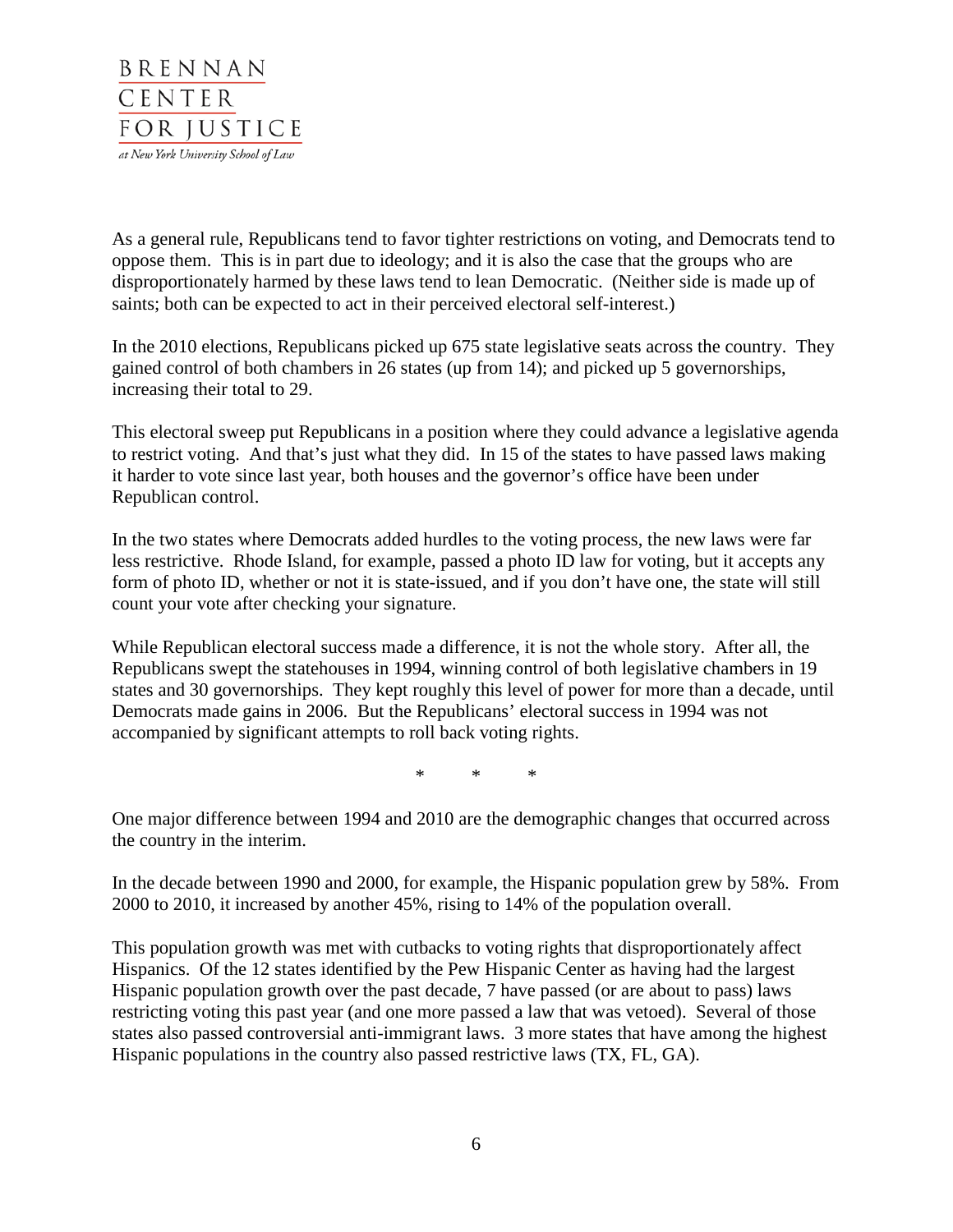As a general rule, Republicans tend to favor tighter restrictions on voting, and Democrats tend to oppose them. This is in part due to ideology; and it is also the case that the groups who are disproportionately harmed by these laws tend to lean Democratic. (Neither side is made up of saints; both can be expected to act in their perceived electoral self-interest.)

In the 2010 elections, Republicans picked up 675 state legislative seats across the country. They gained control of both chambers in 26 states (up from 14); and picked up 5 governorships, increasing their total to 29.

This electoral sweep put Republicans in a position where they could advance a legislative agenda to restrict voting. And that's just what they did. In 15 of the states to have passed laws making it harder to vote since last year, both houses and the governor's office have been under Republican control.

In the two states where Democrats added hurdles to the voting process, the new laws were far less restrictive. Rhode Island, for example, passed a photo ID law for voting, but it accepts any form of photo ID, whether or not it is state-issued, and if you don't have one, the state will still count your vote after checking your signature.

While Republican electoral success made a difference, it is not the whole story. After all, the Republicans swept the statehouses in 1994, winning control of both legislative chambers in 19 states and 30 governorships. They kept roughly this level of power for more than a decade, until Democrats made gains in 2006. But the Republicans' electoral success in 1994 was not accompanied by significant attempts to roll back voting rights.

\* \* \*

One major difference between 1994 and 2010 are the demographic changes that occurred across the country in the interim.

In the decade between 1990 and 2000, for example, the Hispanic population grew by 58%. From 2000 to 2010, it increased by another 45%, rising to 14% of the population overall.

This population growth was met with cutbacks to voting rights that disproportionately affect Hispanics. Of the 12 states identified by the Pew Hispanic Center as having had the largest Hispanic population growth over the past decade, 7 have passed (or are about to pass) laws restricting voting this past year (and one more passed a law that was vetoed). Several of those states also passed controversial anti-immigrant laws. 3 more states that have among the highest Hispanic populations in the country also passed restrictive laws (TX, FL, GA).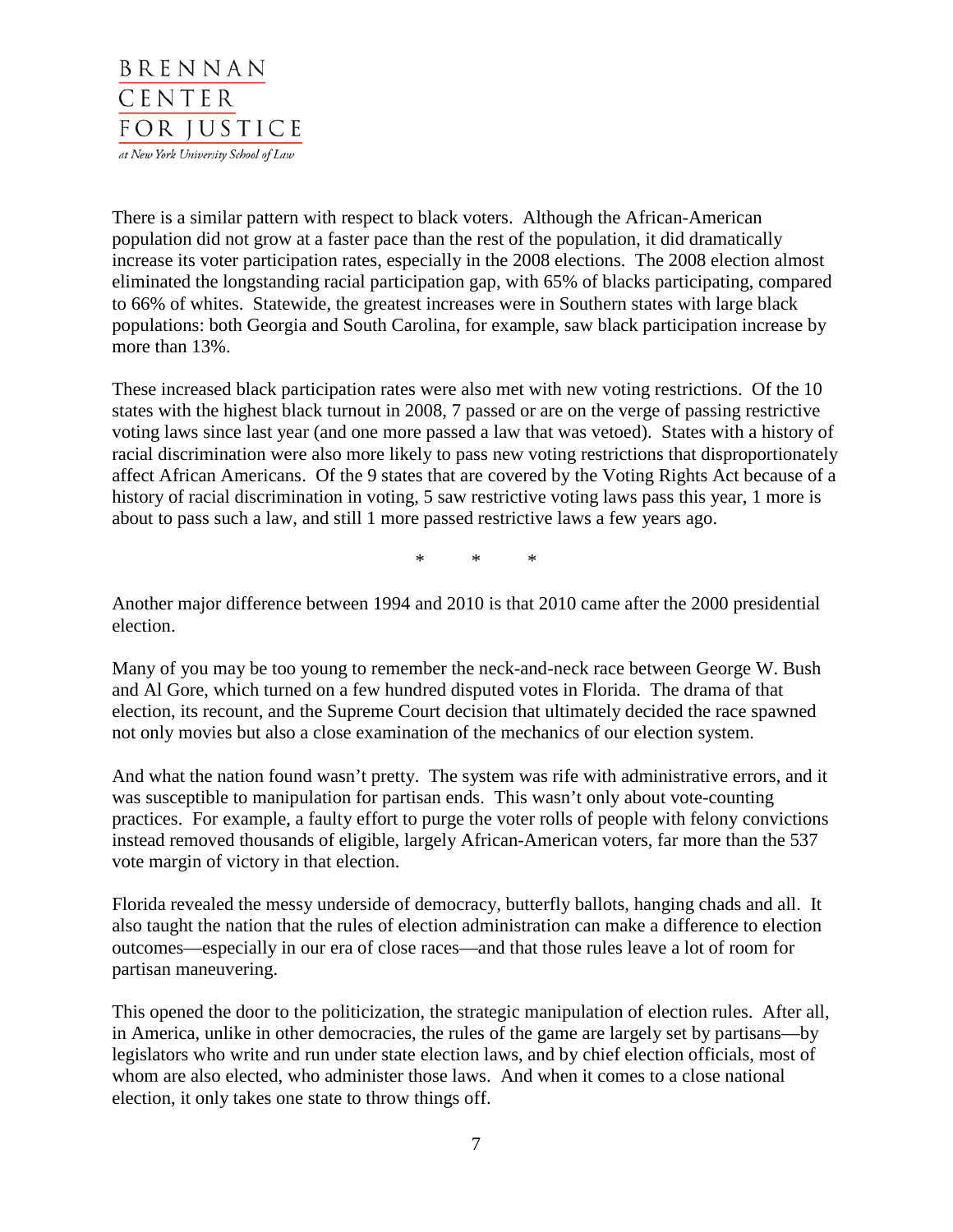There is a similar pattern with respect to black voters. Although the African-American population did not grow at a faster pace than the rest of the population, it did dramatically increase its voter participation rates, especially in the 2008 elections. The 2008 election almost eliminated the longstanding racial participation gap, with 65% of blacks participating, compared to 66% of whites. Statewide, the greatest increases were in Southern states with large black populations: both Georgia and South Carolina, for example, saw black participation increase by more than 13%.

These increased black participation rates were also met with new voting restrictions. Of the 10 states with the highest black turnout in 2008, 7 passed or are on the verge of passing restrictive voting laws since last year (and one more passed a law that was vetoed). States with a history of racial discrimination were also more likely to pass new voting restrictions that disproportionately affect African Americans. Of the 9 states that are covered by the Voting Rights Act because of a history of racial discrimination in voting, 5 saw restrictive voting laws pass this year, 1 more is about to pass such a law, and still 1 more passed restrictive laws a few years ago.

\* \* \*

Another major difference between 1994 and 2010 is that 2010 came after the 2000 presidential election.

Many of you may be too young to remember the neck-and-neck race between George W. Bush and Al Gore, which turned on a few hundred disputed votes in Florida. The drama of that election, its recount, and the Supreme Court decision that ultimately decided the race spawned not only movies but also a close examination of the mechanics of our election system.

And what the nation found wasn't pretty. The system was rife with administrative errors, and it was susceptible to manipulation for partisan ends. This wasn't only about vote-counting practices. For example, a faulty effort to purge the voter rolls of people with felony convictions instead removed thousands of eligible, largely African-American voters, far more than the 537 vote margin of victory in that election.

Florida revealed the messy underside of democracy, butterfly ballots, hanging chads and all. It also taught the nation that the rules of election administration can make a difference to election outcomes—especially in our era of close races—and that those rules leave a lot of room for partisan maneuvering.

This opened the door to the politicization, the strategic manipulation of election rules. After all, in America, unlike in other democracies, the rules of the game are largely set by partisans—by legislators who write and run under state election laws, and by chief election officials, most of whom are also elected, who administer those laws. And when it comes to a close national election, it only takes one state to throw things off.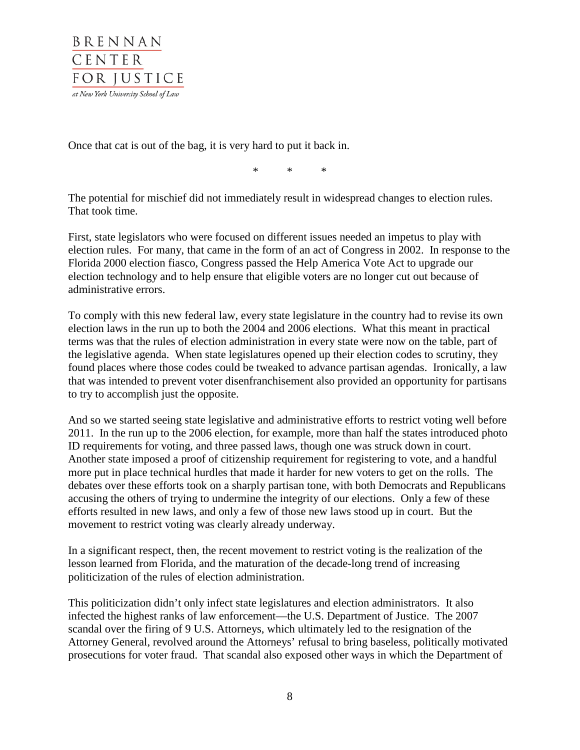Once that cat is out of the bag, it is very hard to put it back in.

\*   \*   \*

The potential for mischief did not immediately result in widespread changes to election rules. That took time.

First, state legislators who were focused on different issues needed an impetus to play with election rules. For many, that came in the form of an act of Congress in 2002. In response to the Florida 2000 election fiasco, Congress passed the Help America Vote Act to upgrade our election technology and to help ensure that eligible voters are no longer cut out because of administrative errors.

To comply with this new federal law, every state legislature in the country had to revise its own election laws in the run up to both the 2004 and 2006 elections. What this meant in practical terms was that the rules of election administration in every state were now on the table, part of the legislative agenda. When state legislatures opened up their election codes to scrutiny, they found places where those codes could be tweaked to advance partisan agendas. Ironically, a law that was intended to prevent voter disenfranchisement also provided an opportunity for partisans to try to accomplish just the opposite.

And so we started seeing state legislative and administrative efforts to restrict voting well before 2011. In the run up to the 2006 election, for example, more than half the states introduced photo ID requirements for voting, and three passed laws, though one was struck down in court. Another state imposed a proof of citizenship requirement for registering to vote, and a handful more put in place technical hurdles that made it harder for new voters to get on the rolls. The debates over these efforts took on a sharply partisan tone, with both Democrats and Republicans accusing the others of trying to undermine the integrity of our elections. Only a few of these efforts resulted in new laws, and only a few of those new laws stood up in court. But the movement to restrict voting was clearly already underway.

In a significant respect, then, the recent movement to restrict voting is the realization of the lesson learned from Florida, and the maturation of the decade-long trend of increasing politicization of the rules of election administration.

This politicization didn't only infect state legislatures and election administrators. It also infected the highest ranks of law enforcement—the U.S. Department of Justice. The 2007 scandal over the firing of 9 U.S. Attorneys, which ultimately led to the resignation of the Attorney General, revolved around the Attorneys' refusal to bring baseless, politically motivated prosecutions for voter fraud. That scandal also exposed other ways in which the Department of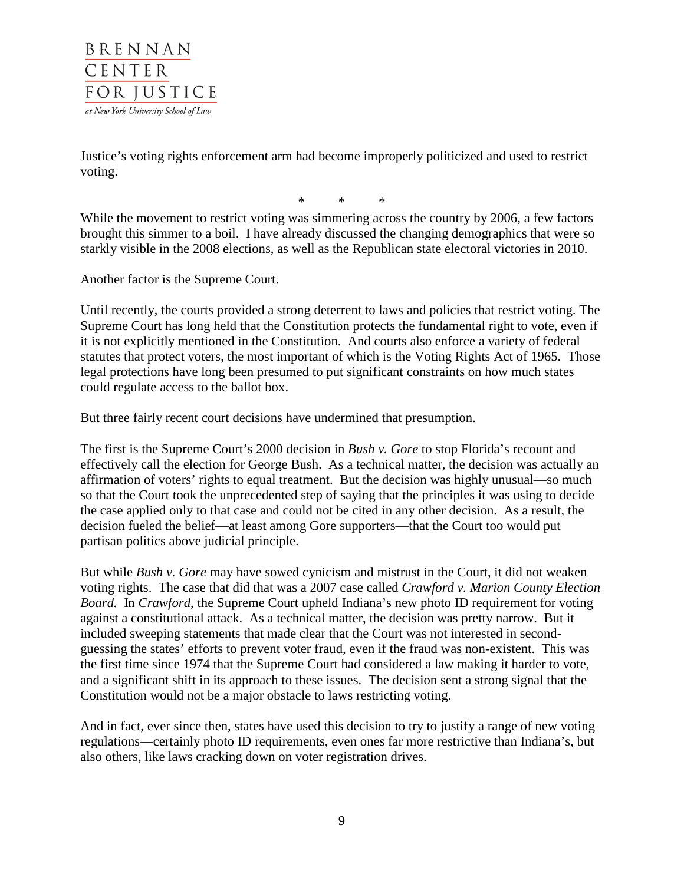Justice's voting rights enforcement arm had become improperly politicized and used to restrict voting.

\* \* \*

While the movement to restrict voting was simmering across the country by 2006, a few factors brought this simmer to a boil. I have already discussed the changing demographics that were so starkly visible in the 2008 elections, as well as the Republican state electoral victories in 2010.

Another factor is the Supreme Court.

Until recently, the courts provided a strong deterrent to laws and policies that restrict voting. The Supreme Court has long held that the Constitution protects the fundamental right to vote, even if it is not explicitly mentioned in the Constitution. And courts also enforce a variety of federal statutes that protect voters, the most important of which is the Voting Rights Act of 1965. Those legal protections have long been presumed to put significant constraints on how much states could regulate access to the ballot box.

But three fairly recent court decisions have undermined that presumption.

The first is the Supreme Court's 2000 decision in *Bush v. Gore* to stop Florida's recount and effectively call the election for George Bush. As a technical matter, the decision was actually an affirmation of voters' rights to equal treatment. But the decision was highly unusual—so much so that the Court took the unprecedented step of saying that the principles it was using to decide the case applied only to that case and could not be cited in any other decision. As a result, the decision fueled the belief—at least among Gore supporters—that the Court too would put partisan politics above judicial principle.

But while *Bush v. Gore* may have sowed cynicism and mistrust in the Court, it did not weaken voting rights. The case that did that was a 2007 case called *Crawford v. Marion County Election Board.* In *Crawford*, the Supreme Court upheld Indiana's new photo ID requirement for voting against a constitutional attack. As a technical matter, the decision was pretty narrow. But it included sweeping statements that made clear that the Court was not interested in second-guessing the states' efforts to prevent voter fraud, even if the fraud was non-existent. This was the first time since 1974 that the Supreme Court had considered a law making it harder to vote, and a significant shift in its approach to these issues. The decision sent a strong signal that the Constitution would not be a major obstacle to laws restricting voting.

And in fact, ever since then, states have used this decision to try to justify a range of new voting regulations—certainly photo ID requirements, even ones far more restrictive than Indiana's, but also others, like laws cracking down on voter registration drives.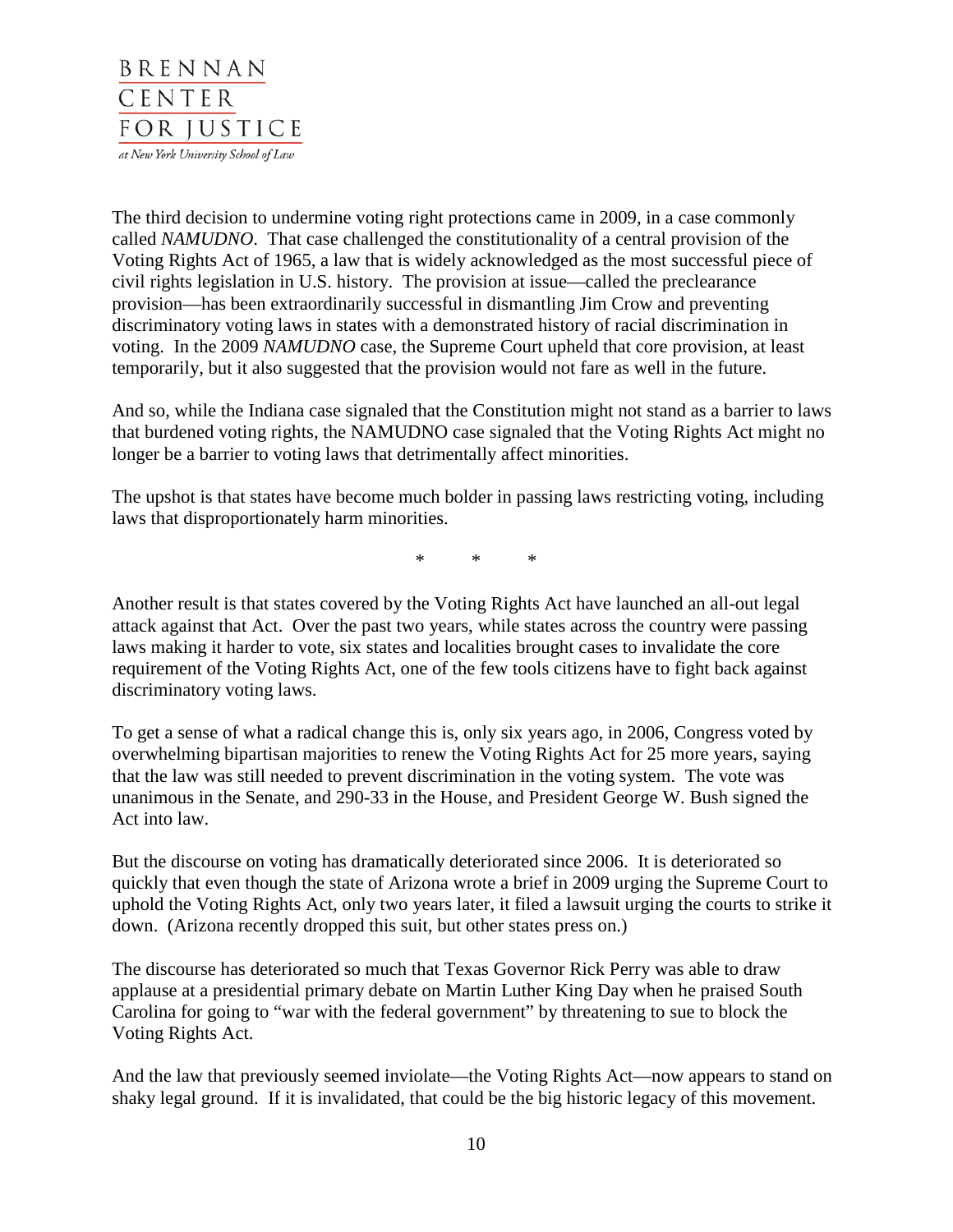The third decision to undermine voting right protections came in 2009, in a case commonly called *NAMUDNO*. That case challenged the constitutionality of a central provision of the Voting Rights Act of 1965, a law that is widely acknowledged as the most successful piece of civil rights legislation in U.S. history. The provision at issue—called the preclearance provision—has been extraordinarily successful in dismantling Jim Crow and preventing discriminatory voting laws in states with a demonstrated history of racial discrimination in voting. In the 2009 *NAMUDNO* case, the Supreme Court upheld that core provision, at least temporarily, but it also suggested that the provision would not fare as well in the future.

And so, while the Indiana case signaled that the Constitution might not stand as a barrier to laws that burdened voting rights, the NAMUDNO case signaled that the Voting Rights Act might no longer be a barrier to voting laws that detrimentally affect minorities.

The upshot is that states have become much bolder in passing laws restricting voting, including laws that disproportionately harm minorities.

\* \* \*

Another result is that states covered by the Voting Rights Act have launched an all-out legal attack against that Act. Over the past two years, while states across the country were passing laws making it harder to vote, six states and localities brought cases to invalidate the core requirement of the Voting Rights Act, one of the few tools citizens have to fight back against discriminatory voting laws.

To get a sense of what a radical change this is, only six years ago, in 2006, Congress voted by overwhelming bipartisan majorities to renew the Voting Rights Act for 25 more years, saying that the law was still needed to prevent discrimination in the voting system. The vote was unanimous in the Senate, and 290-33 in the House, and President George W. Bush signed the Act into law.

But the discourse on voting has dramatically deteriorated since 2006. It is deteriorated so quickly that even though the state of Arizona wrote a brief in 2009 urging the Supreme Court to uphold the Voting Rights Act, only two years later, it filed a lawsuit urging the courts to strike it down. (Arizona recently dropped this suit, but other states press on.)

The discourse has deteriorated so much that Texas Governor Rick Perry was able to draw applause at a presidential primary debate on Martin Luther King Day when he praised South Carolina for going to "war with the federal government" by threatening to sue to block the Voting Rights Act.

And the law that previously seemed inviolate—the Voting Rights Act—now appears to stand on shaky legal ground. If it is invalidated, that could be the big historic legacy of this movement.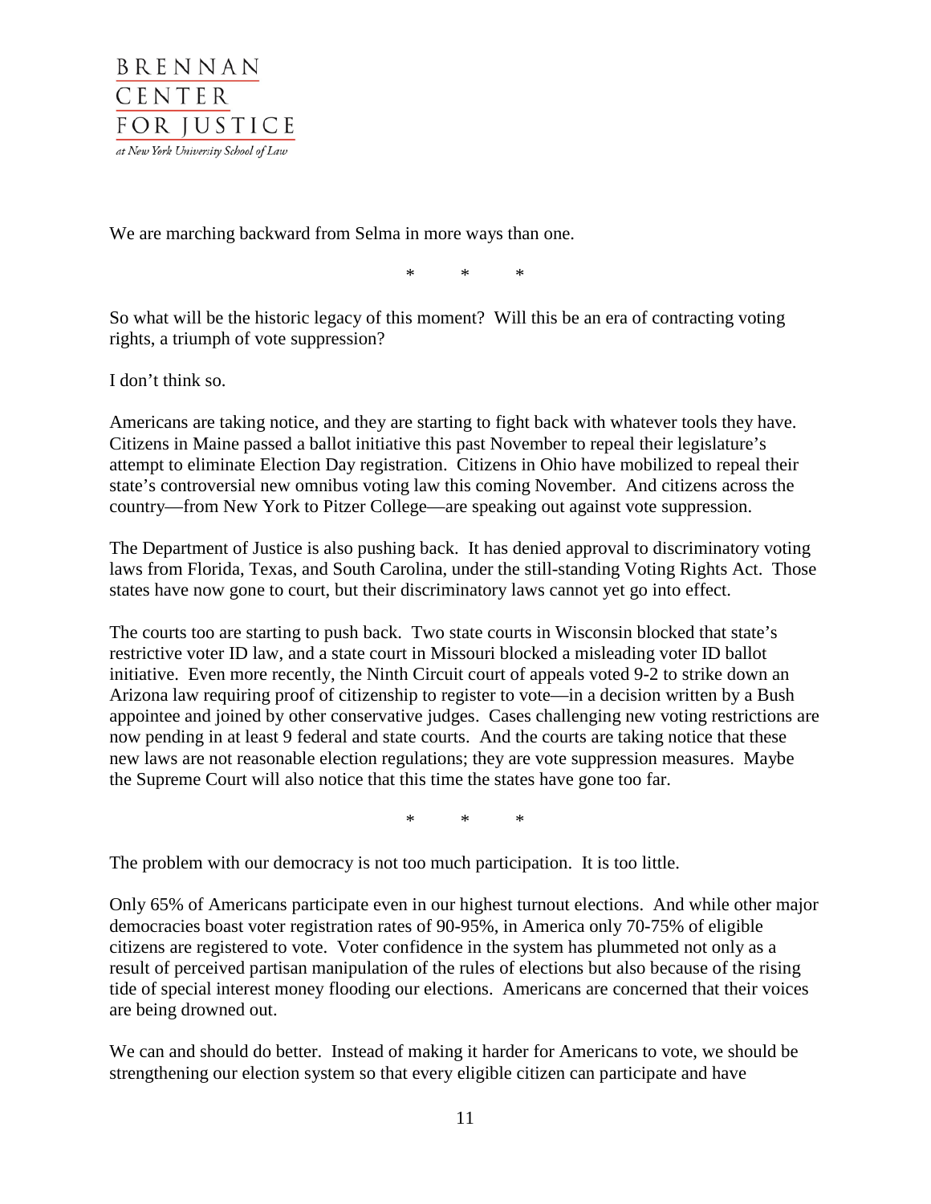We are marching backward from Selma in more ways than one.

\* \* \*

So what will be the historic legacy of this moment? Will this be an era of contracting voting rights, a triumph of vote suppression?

I don't think so.

Americans are taking notice, and they are starting to fight back with whatever tools they have. Citizens in Maine passed a ballot initiative this past November to repeal their legislature's attempt to eliminate Election Day registration. Citizens in Ohio have mobilized to repeal their state's controversial new omnibus voting law this coming November. And citizens across the country—from New York to Pitzer College—are speaking out against vote suppression.

The Department of Justice is also pushing back. It has denied approval to discriminatory voting laws from Florida, Texas, and South Carolina, under the still-standing Voting Rights Act. Those states have now gone to court, but their discriminatory laws cannot yet go into effect.

The courts too are starting to push back. Two state courts in Wisconsin blocked that state's restrictive voter ID law, and a state court in Missouri blocked a misleading voter ID ballot initiative. Even more recently, the Ninth Circuit court of appeals voted 9-2 to strike down an Arizona law requiring proof of citizenship to register to vote—in a decision written by a Bush appointee and joined by other conservative judges. Cases challenging new voting restrictions are now pending in at least 9 federal and state courts. And the courts are taking notice that these new laws are not reasonable election regulations; they are vote suppression measures. Maybe the Supreme Court will also notice that this time the states have gone too far.

\* \* \*

The problem with our democracy is not too much participation. It is too little.

Only 65% of Americans participate even in our highest turnout elections. And while other major democracies boast voter registration rates of 90-95%, in America only 70-75% of eligible citizens are registered to vote. Voter confidence in the system has plummeted not only as a result of perceived partisan manipulation of the rules of elections but also because of the rising tide of special interest money flooding our elections. Americans are concerned that their voices are being drowned out.

We can and should do better. Instead of making it harder for Americans to vote, we should be strengthening our election system so that every eligible citizen can participate and have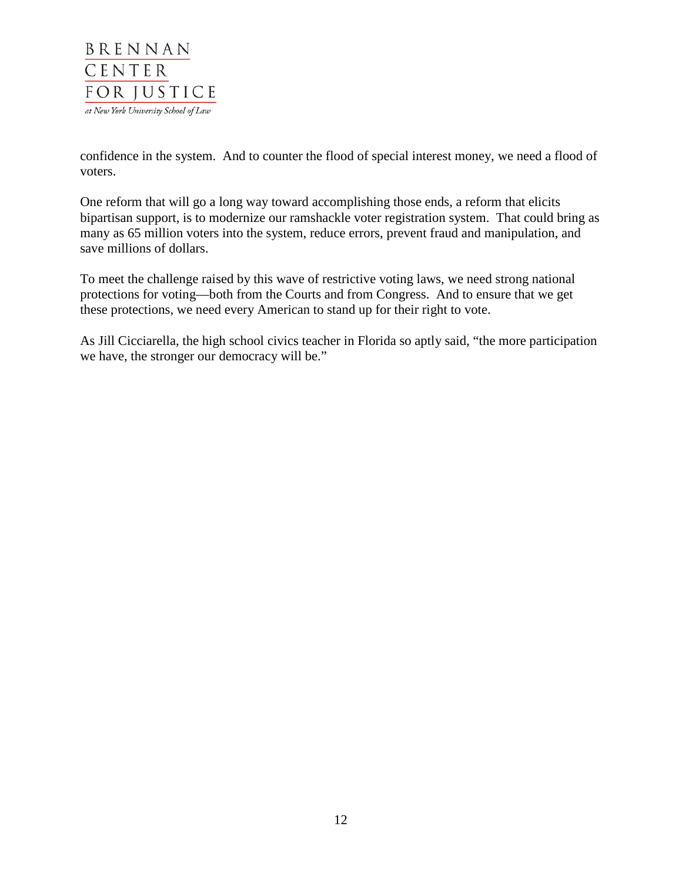confidence in the system. And to counter the flood of special interest money, we need a flood of voters.

One reform that will go a long way toward accomplishing those ends, a reform that elicits bipartisan support, is to modernize our ramshackle voter registration system. That could bring as many as 65 million voters into the system, reduce errors, prevent fraud and manipulation, and save millions of dollars.

To meet the challenge raised by this wave of restrictive voting laws, we need strong national protections for voting—both from the Courts and from Congress. And to ensure that we get these protections, we need every American to stand up for their right to vote.

As Jill Cicciarella, the high school civics teacher in Florida so aptly said, "the more participation we have, the stronger our democracy will be."